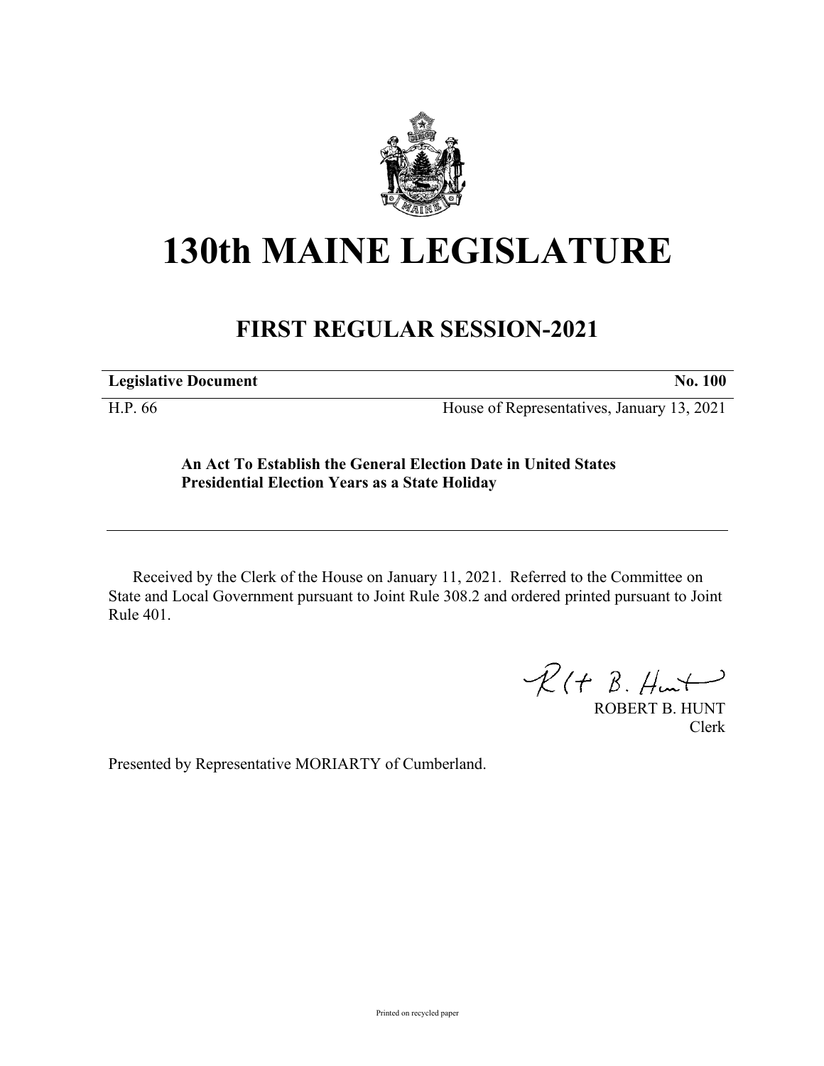# 130th MAINE LEGISLATURE

## FIRST REGULAR SESSION-2021

**Legislative Document** **No. 100**

H.P. 66 House of Representatives, January 13, 2021

**An Act To Establish the General Election Date in United States Presidential Election Years as a State Holiday**

Received by the Clerk of the House on January 11, 2021. Referred to the Committee on State and Local Government pursuant to Joint Rule 308.2 and ordered printed pursuant to Joint Rule 401.

ROBERT B. HUNT
Clerk

Presented by Representative MORIARTY of Cumberland.

Printed on recycled paper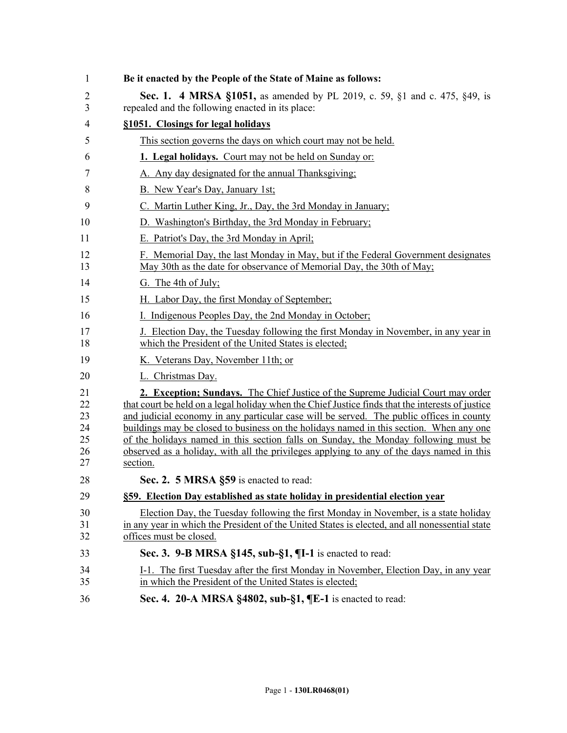**Be it enacted by the People of the State of Maine as follows:**

**Sec. 1. 4 MRSA §1051,** as amended by PL 2019, c. 59, §1 and c. 475, §49, is repealed and the following enacted in its place:

**§1051. Closings for legal holidays**

This section governs the days on which court may not be held.

**1. Legal holidays.** Court may not be held on Sunday or:

A. Any day designated for the annual Thanksgiving;

B. New Year's Day, January 1st;

C. Martin Luther King, Jr., Day, the 3rd Monday in January;

D. Washington's Birthday, the 3rd Monday in February;

E. Patriot's Day, the 3rd Monday in April;

F. Memorial Day, the last Monday in May, but if the Federal Government designates May 30th as the date for observance of Memorial Day, the 30th of May;

G. The 4th of July;

H. Labor Day, the first Monday of September;

I. Indigenous Peoples Day, the 2nd Monday in October;

J. Election Day, the Tuesday following the first Monday in November, in any year in which the President of the United States is elected;

K. Veterans Day, November 11th; or

L. Christmas Day.

**2. Exception; Sundays.** The Chief Justice of the Supreme Judicial Court may order that court be held on a legal holiday when the Chief Justice finds that the interests of justice and judicial economy in any particular case will be served. The public offices in county buildings may be closed to business on the holidays named in this section. When any one of the holidays named in this section falls on Sunday, the Monday following must be observed as a holiday, with all the privileges applying to any of the days named in this section.

**Sec. 2. 5 MRSA §59** is enacted to read:

**§59. Election Day established as state holiday in presidential election year**

Election Day, the Tuesday following the first Monday in November, is a state holiday in any year in which the President of the United States is elected, and all nonessential state offices must be closed.

**Sec. 3. 9-B MRSA §145, sub-§1, ¶I-1** is enacted to read:

I-1. The first Tuesday after the first Monday in November, Election Day, in any year in which the President of the United States is elected;

**Sec. 4. 20-A MRSA §4802, sub-§1, ¶E-1** is enacted to read: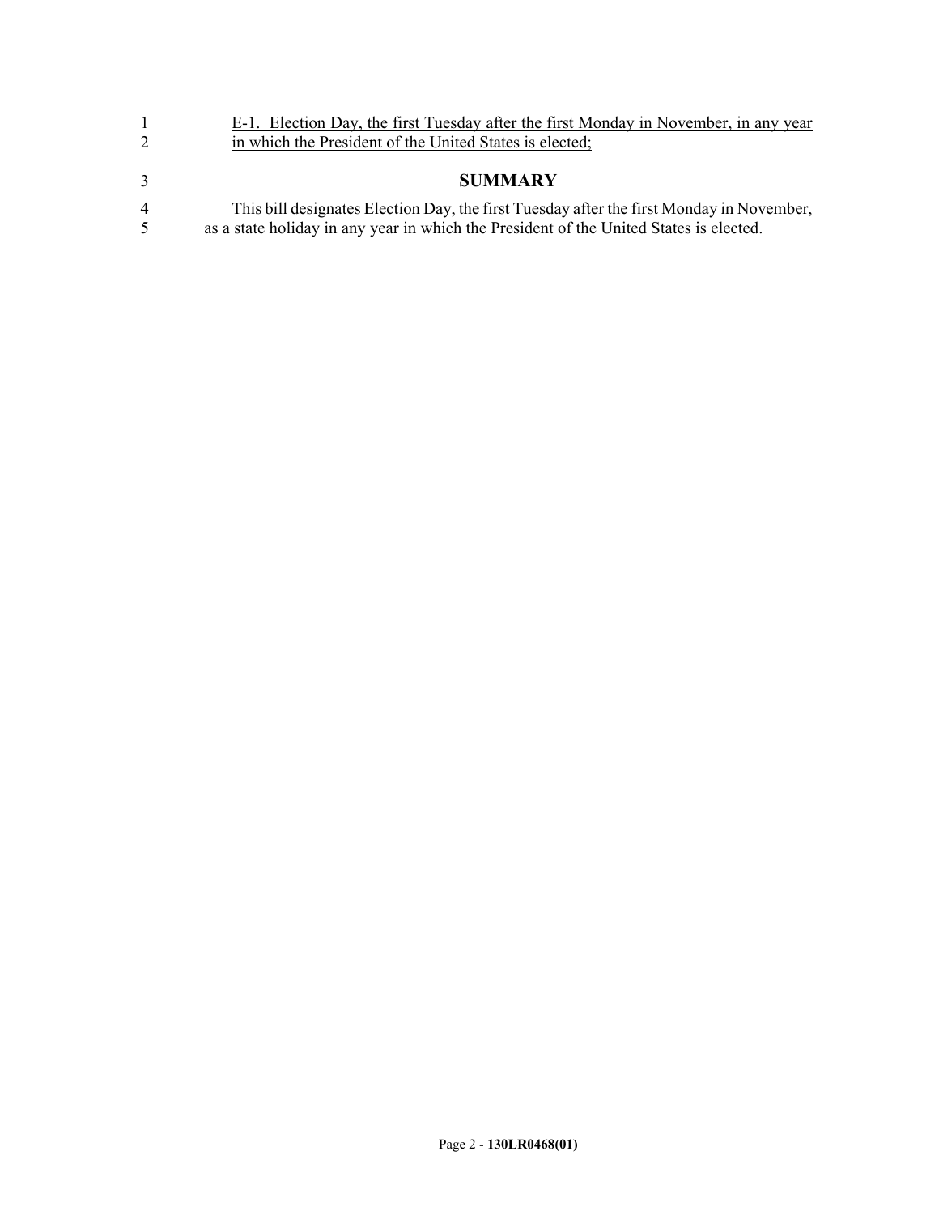E-1. Election Day, the first Tuesday after the first Monday in November, in any year in which the President of the United States is elected;

## SUMMARY

This bill designates Election Day, the first Tuesday after the first Monday in November, as a state holiday in any year in which the President of the United States is elected.